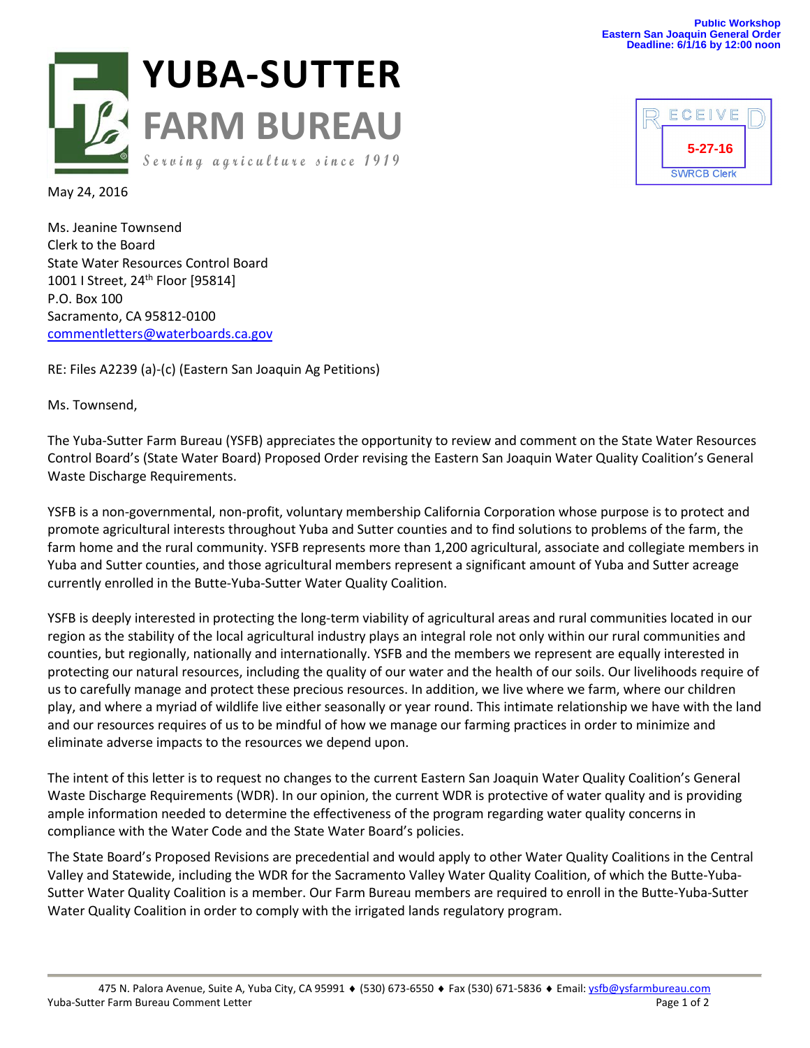Public Workshop
Eastern San Joaquin General Order
Deadline: 6/1/16 by 12:00 noon

# YUBA-SUTTER FARM BUREAU

*Serving agriculture since 1919*

RECEIVED
5-27-16
SWRCB Clerk

May 24, 2016

Ms. Jeanine Townsend
Clerk to the Board
State Water Resources Control Board
1001 I Street, 24th Floor [95814]
P.O. Box 100
Sacramento, CA 95812-0100
commentletters@waterboards.ca.gov

RE: Files A2239 (a)-(c) (Eastern San Joaquin Ag Petitions)

Ms. Townsend,

The Yuba-Sutter Farm Bureau (YSFB) appreciates the opportunity to review and comment on the State Water Resources Control Board's (State Water Board) Proposed Order revising the Eastern San Joaquin Water Quality Coalition's General Waste Discharge Requirements.

YSFB is a non-governmental, non-profit, voluntary membership California Corporation whose purpose is to protect and promote agricultural interests throughout Yuba and Sutter counties and to find solutions to problems of the farm, the farm home and the rural community. YSFB represents more than 1,200 agricultural, associate and collegiate members in Yuba and Sutter counties, and those agricultural members represent a significant amount of Yuba and Sutter acreage currently enrolled in the Butte-Yuba-Sutter Water Quality Coalition.

YSFB is deeply interested in protecting the long-term viability of agricultural areas and rural communities located in our region as the stability of the local agricultural industry plays an integral role not only within our rural communities and counties, but regionally, nationally and internationally. YSFB and the members we represent are equally interested in protecting our natural resources, including the quality of our water and the health of our soils. Our livelihoods require of us to carefully manage and protect these precious resources. In addition, we live where we farm, where our children play, and where a myriad of wildlife live either seasonally or year round. This intimate relationship we have with the land and our resources requires of us to be mindful of how we manage our farming practices in order to minimize and eliminate adverse impacts to the resources we depend upon.

The intent of this letter is to request no changes to the current Eastern San Joaquin Water Quality Coalition's General Waste Discharge Requirements (WDR). In our opinion, the current WDR is protective of water quality and is providing ample information needed to determine the effectiveness of the program regarding water quality concerns in compliance with the Water Code and the State Water Board's policies.

The State Board's Proposed Revisions are precedential and would apply to other Water Quality Coalitions in the Central Valley and Statewide, including the WDR for the Sacramento Valley Water Quality Coalition, of which the Butte-Yuba-Sutter Water Quality Coalition is a member. Our Farm Bureau members are required to enroll in the Butte-Yuba-Sutter Water Quality Coalition in order to comply with the irrigated lands regulatory program.

475 N. Palora Avenue, Suite A, Yuba City, CA 95991 ♦ (530) 673-6550 ♦ Fax (530) 671-5836 ♦ Email: ysfb@ysfarmbureau.com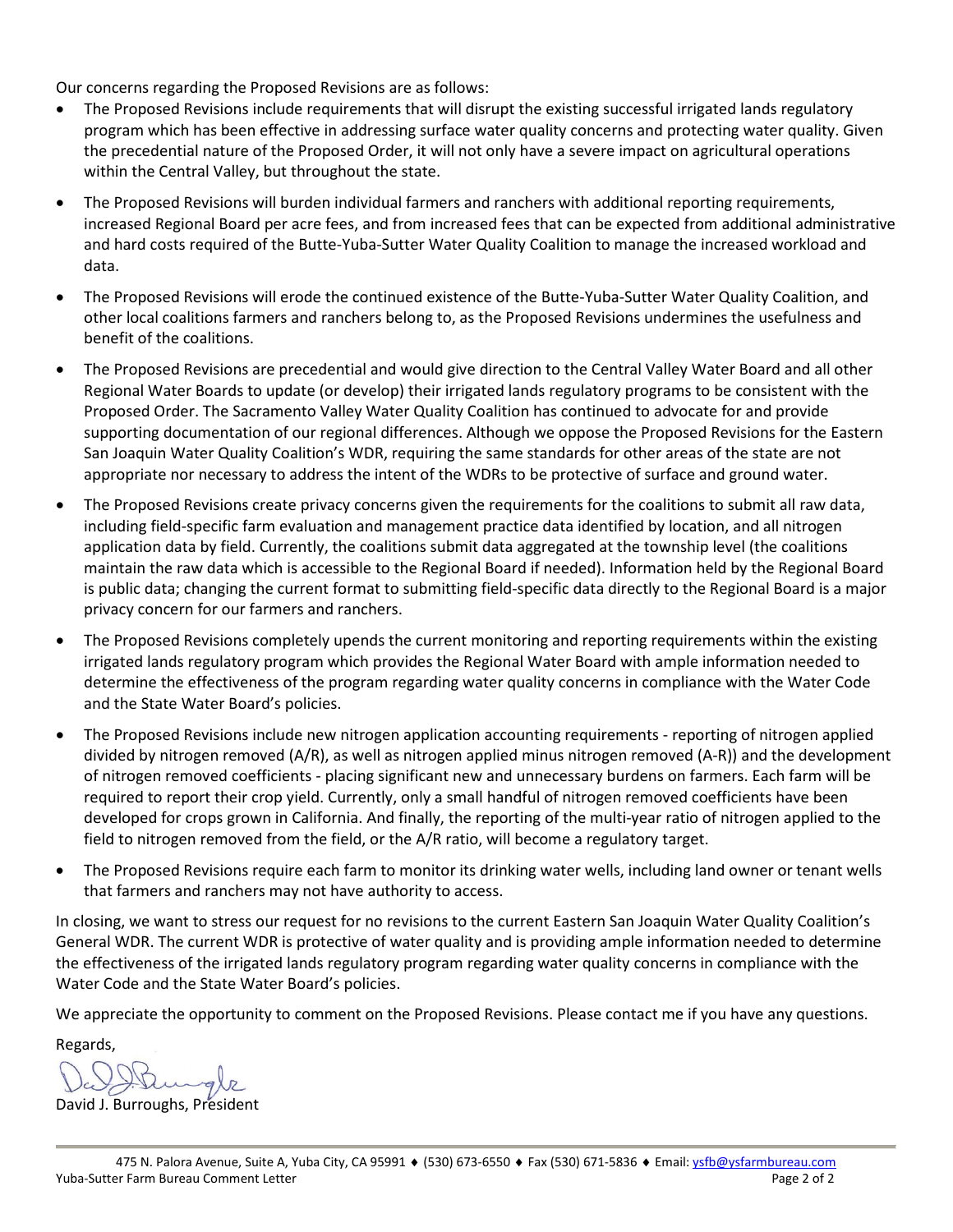Our concerns regarding the Proposed Revisions are as follows:

- The Proposed Revisions include requirements that will disrupt the existing successful irrigated lands regulatory program which has been effective in addressing surface water quality concerns and protecting water quality. Given the precedential nature of the Proposed Order, it will not only have a severe impact on agricultural operations within the Central Valley, but throughout the state.
- The Proposed Revisions will burden individual farmers and ranchers with additional reporting requirements, increased Regional Board per acre fees, and from increased fees that can be expected from additional administrative and hard costs required of the Butte-Yuba-Sutter Water Quality Coalition to manage the increased workload and data.
- The Proposed Revisions will erode the continued existence of the Butte-Yuba-Sutter Water Quality Coalition, and other local coalitions farmers and ranchers belong to, as the Proposed Revisions undermines the usefulness and benefit of the coalitions.
- The Proposed Revisions are precedential and would give direction to the Central Valley Water Board and all other Regional Water Boards to update (or develop) their irrigated lands regulatory programs to be consistent with the Proposed Order. The Sacramento Valley Water Quality Coalition has continued to advocate for and provide supporting documentation of our regional differences. Although we oppose the Proposed Revisions for the Eastern San Joaquin Water Quality Coalition's WDR, requiring the same standards for other areas of the state are not appropriate nor necessary to address the intent of the WDRs to be protective of surface and ground water.
- The Proposed Revisions create privacy concerns given the requirements for the coalitions to submit all raw data, including field-specific farm evaluation and management practice data identified by location, and all nitrogen application data by field. Currently, the coalitions submit data aggregated at the township level (the coalitions maintain the raw data which is accessible to the Regional Board if needed). Information held by the Regional Board is public data; changing the current format to submitting field-specific data directly to the Regional Board is a major privacy concern for our farmers and ranchers.
- The Proposed Revisions completely upends the current monitoring and reporting requirements within the existing irrigated lands regulatory program which provides the Regional Water Board with ample information needed to determine the effectiveness of the program regarding water quality concerns in compliance with the Water Code and the State Water Board's policies.
- The Proposed Revisions include new nitrogen application accounting requirements - reporting of nitrogen applied divided by nitrogen removed (A/R), as well as nitrogen applied minus nitrogen removed (A-R)) and the development of nitrogen removed coefficients - placing significant new and unnecessary burdens on farmers. Each farm will be required to report their crop yield. Currently, only a small handful of nitrogen removed coefficients have been developed for crops grown in California. And finally, the reporting of the multi-year ratio of nitrogen applied to the field to nitrogen removed from the field, or the A/R ratio, will become a regulatory target.
- The Proposed Revisions require each farm to monitor its drinking water wells, including land owner or tenant wells that farmers and ranchers may not have authority to access.

In closing, we want to stress our request for no revisions to the current Eastern San Joaquin Water Quality Coalition's General WDR. The current WDR is protective of water quality and is providing ample information needed to determine the effectiveness of the irrigated lands regulatory program regarding water quality concerns in compliance with the Water Code and the State Water Board's policies.

We appreciate the opportunity to comment on the Proposed Revisions. Please contact me if you have any questions.

Regards,

David J. Burroughs, President

475 N. Palora Avenue, Suite A, Yuba City, CA 95991 ♦ (530) 673-6550 ♦ Fax (530) 671-5836 ♦ Email: ysfb@ysfarmbureau.com